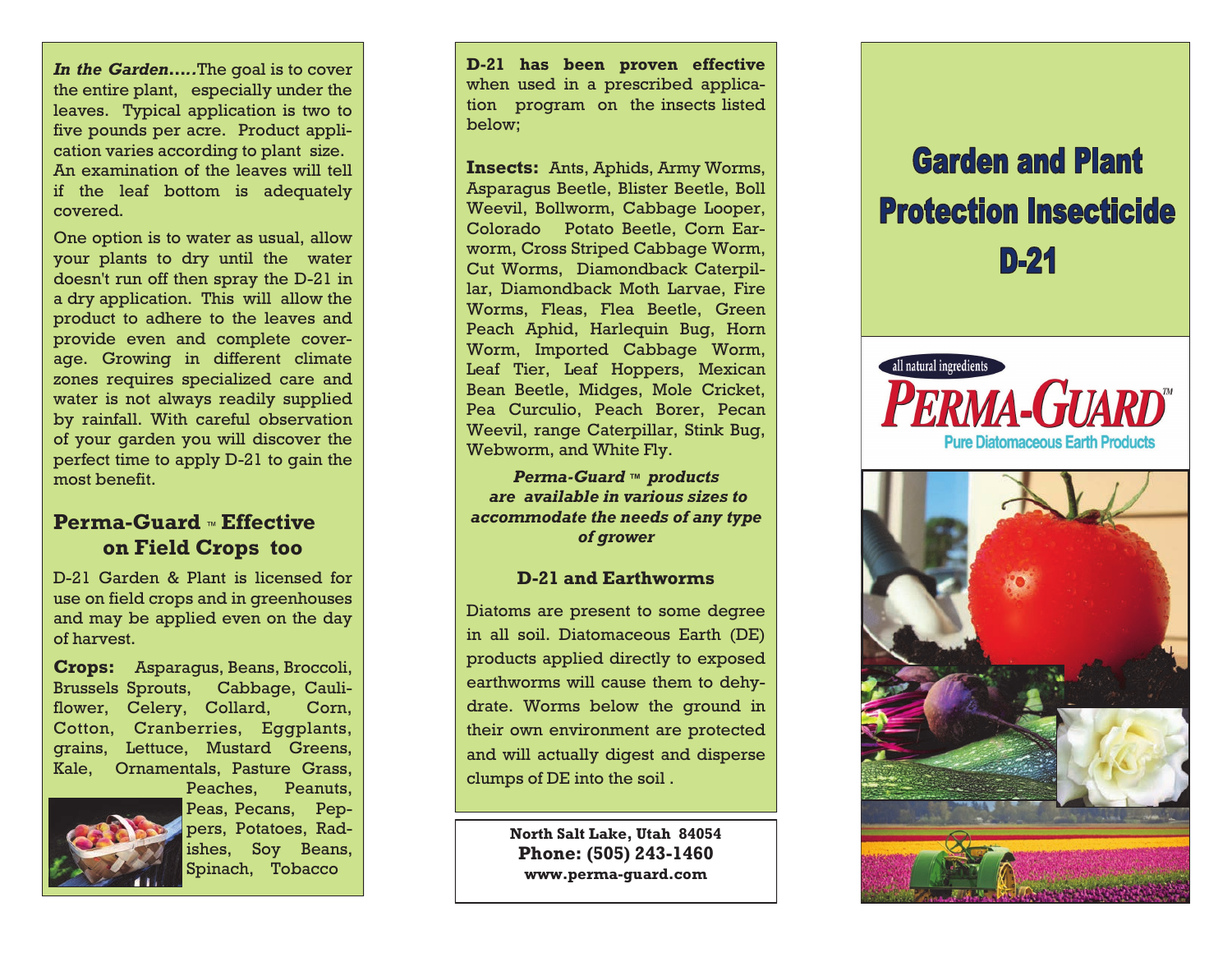***In the Garden.....*** The goal is to cover the entire plant, especially under the leaves. Typical application is two to five pounds per acre. Product application varies according to plant size. An examination of the leaves will tell if the leaf bottom is adequately covered.

One option is to water as usual, allow your plants to dry until the water doesn't run off then spray the D-21 in a dry application. This will allow the product to adhere to the leaves and provide even and complete coverage. Growing in different climate zones requires specialized care and water is not always readily supplied by rainfall. With careful observation of your garden you will discover the perfect time to apply D-21 to gain the most benefit.

## Perma-Guard ™ Effective on Field Crops too

D-21 Garden & Plant is licensed for use on field crops and in greenhouses and may be applied even on the day of harvest.

**Crops:** Asparagus, Beans, Broccoli, Brussels Sprouts, Cabbage, Cauliflower, Celery, Collard, Corn, Cotton, Cranberries, Eggplants, grains, Lettuce, Mustard Greens, Kale, Ornamentals, Pasture Grass, Peaches, Peanuts, Peas, Pecans, Peppers, Potatoes, Radishes, Soy Beans, Spinach, Tobacco

**D-21 has been proven effective** when used in a prescribed application program on the insects listed below;

**Insects:** Ants, Aphids, Army Worms, Asparagus Beetle, Blister Beetle, Boll Weevil, Bollworm, Cabbage Looper, Colorado Potato Beetle, Corn Earworm, Cross Striped Cabbage Worm, Cut Worms, Diamondback Caterpillar, Diamondback Moth Larvae, Fire Worms, Fleas, Flea Beetle, Green Peach Aphid, Harlequin Bug, Horn Worm, Imported Cabbage Worm, Leaf Tier, Leaf Hoppers, Mexican Bean Beetle, Midges, Mole Cricket, Pea Curculio, Peach Borer, Pecan Weevil, range Caterpillar, Stink Bug, Webworm, and White Fly.

***Perma-Guard ™ products are available in various sizes to accommodate the needs of any type of grower***

### D-21 and Earthworms

Diatoms are present to some degree in all soil. Diatomaceous Earth (DE) products applied directly to exposed earthworms will cause them to dehydrate. Worms below the ground in their own environment are protected and will actually digest and disperse clumps of DE into the soil .

**North Salt Lake, Utah 84054**
**Phone: (505) 243-1460**
**www.perma-guard.com**

# Garden and Plant Protection Insecticide D-21

all natural ingredients

PERMA-GUARD™

Pure Diatomaceous Earth Products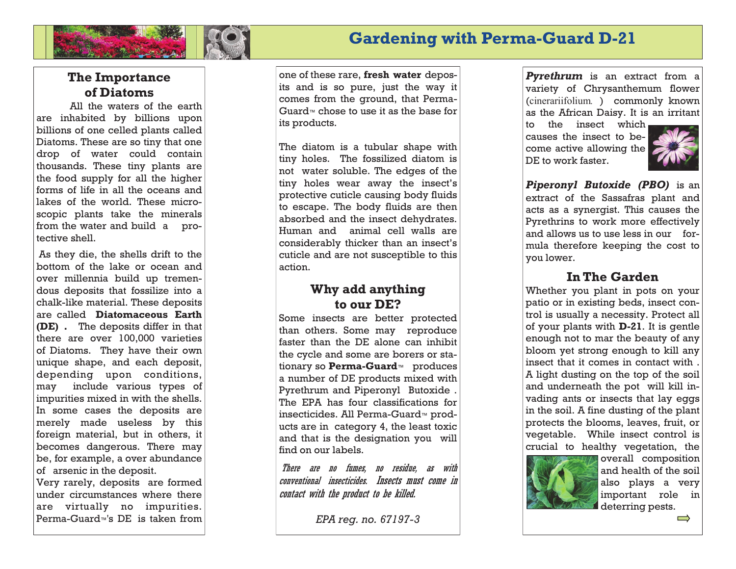# Gardening with Perma-Guard D-21

## The Importance of Diatoms

All the waters of the earth are inhabited by billions upon billions of one celled plants called Diatoms. These are so tiny that one drop of water could contain thousands. These tiny plants are the food supply for all the higher forms of life in all the oceans and lakes of the world. These microscopic plants take the minerals from the water and build a protective shell.

As they die, the shells drift to the bottom of the lake or ocean and over millennia build up tremendous deposits that fossilize into a chalk-like material. These deposits are called **Diatomaceous Earth (DE)** . The deposits differ in that there are over 100,000 varieties of Diatoms. They have their own unique shape, and each deposit, depending upon conditions, may include various types of impurities mixed in with the shells. In some cases the deposits are merely made useless by this foreign material, but in others, it becomes dangerous. There may be, for example, a over abundance of arsenic in the deposit.

Very rarely, deposits are formed under circumstances where there are virtually no impurities. Perma-Guard™'s DE is taken from one of these rare, **fresh water** deposits and is so pure, just the way it comes from the ground, that Perma-Guard™ chose to use it as the base for its products.

The diatom is a tubular shape with tiny holes. The fossilized diatom is not water soluble. The edges of the tiny holes wear away the insect's protective cuticle causing body fluids to escape. The body fluids are then absorbed and the insect dehydrates. Human and animal cell walls are considerably thicker than an insect's cuticle and are not susceptible to this action.

## Why add anything to our DE?

Some insects are better protected than others. Some may reproduce faster than the DE alone can inhibit the cycle and some are borers or stationary so **Perma-Guard**™ produces a number of DE products mixed with Pyrethrum and Piperonyl Butoxide . The EPA has four classifications for insecticides. All Perma-Guard™ products are in category 4, the least toxic and that is the designation you will find on our labels.

*There are no fumes, no residue, as with conventional insecticides. Insects must come in contact with the product to be killed.*

*EPA reg. no. 67197-3*

***Pyrethrum*** is an extract from a variety of Chrysanthemum flower (cinerariifolium. ) commonly known as the African Daisy. It is an irritant to the insect which causes the insect to become active allowing the DE to work faster.

***Piperonyl Butoxide (PBO)*** is an extract of the Sassafras plant and acts as a synergist. This causes the Pyrethrins to work more effectively and allows us to use less in our formula therefore keeping the cost to you lower.

## In The Garden

Whether you plant in pots on your patio or in existing beds, insect control is usually a necessity. Protect all of your plants with **D-21**. It is gentle enough not to mar the beauty of any bloom yet strong enough to kill any insect that it comes in contact with . A light dusting on the top of the soil and underneath the pot will kill invading ants or insects that lay eggs in the soil. A fine dusting of the plant protects the blooms, leaves, fruit, or vegetable. While insect control is crucial to healthy vegetation, the overall composition and health of the soil also plays a very important role in deterring pests.